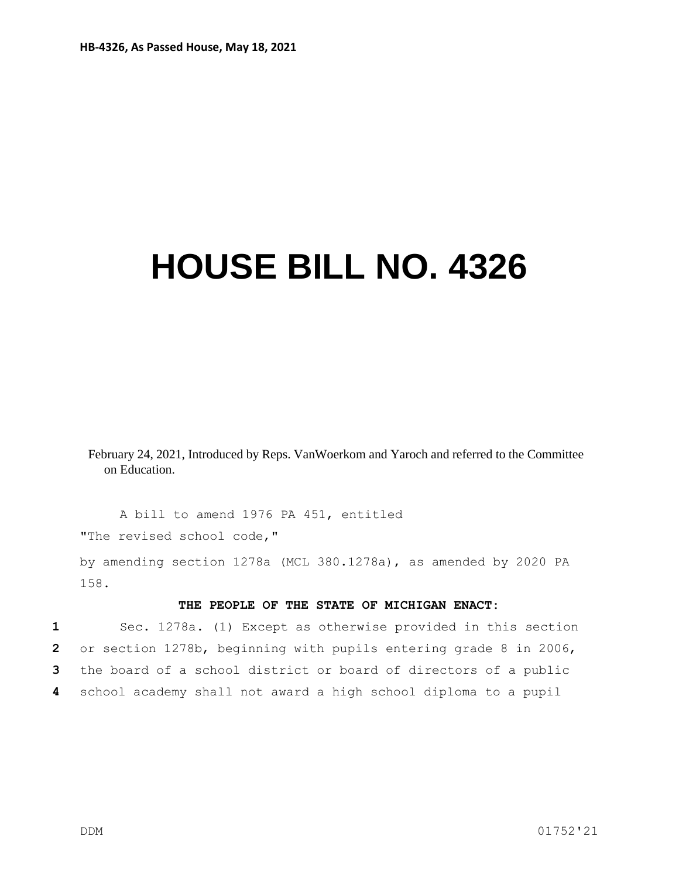HB-4326, As Passed House, May 18, 2021

# HOUSE BILL NO. 4326

February 24, 2021, Introduced by Reps. VanWoerkom and Yaroch and referred to the Committee on Education.

A bill to amend 1976 PA 451, entitled

"The revised school code,"

by amending section 1278a (MCL 380.1278a), as amended by 2020 PA 158.

**THE PEOPLE OF THE STATE OF MICHIGAN ENACT:**

1 Sec. 1278a. (1) Except as otherwise provided in this section
2 or section 1278b, beginning with pupils entering grade 8 in 2006,
3 the board of a school district or board of directors of a public
4 school academy shall not award a high school diploma to a pupil

DDM 01752'21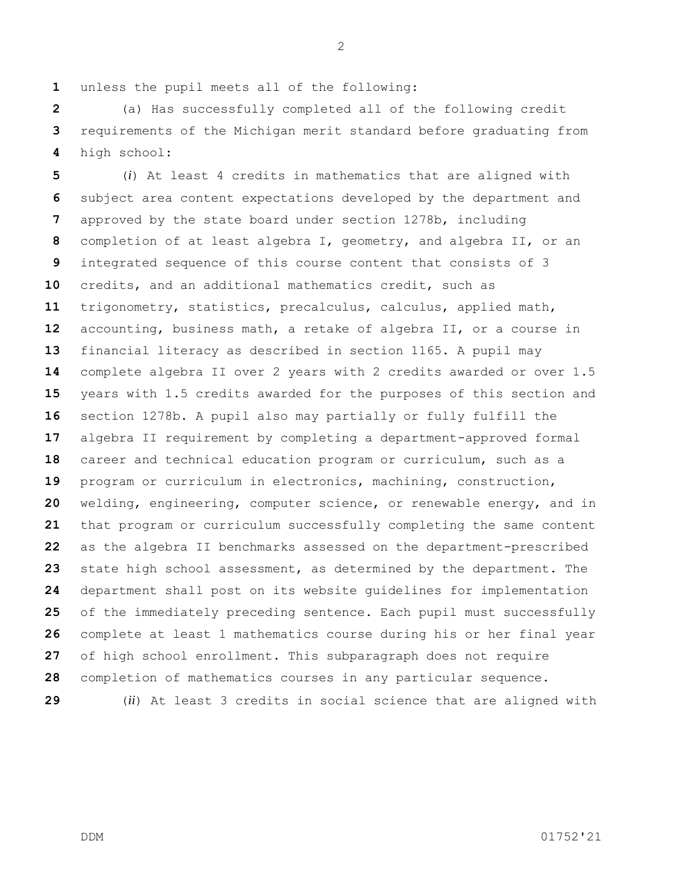unless the pupil meets all of the following:

(a) Has successfully completed all of the following credit requirements of the Michigan merit standard before graduating from high school:

(*i*) At least 4 credits in mathematics that are aligned with subject area content expectations developed by the department and approved by the state board under section 1278b, including completion of at least algebra I, geometry, and algebra II, or an integrated sequence of this course content that consists of 3 credits, and an additional mathematics credit, such as trigonometry, statistics, precalculus, calculus, applied math, accounting, business math, a retake of algebra II, or a course in financial literacy as described in section 1165. A pupil may complete algebra II over 2 years with 2 credits awarded or over 1.5 years with 1.5 credits awarded for the purposes of this section and section 1278b. A pupil also may partially or fully fulfill the algebra II requirement by completing a department-approved formal career and technical education program or curriculum, such as a program or curriculum in electronics, machining, construction, welding, engineering, computer science, or renewable energy, and in that program or curriculum successfully completing the same content as the algebra II benchmarks assessed on the department-prescribed state high school assessment, as determined by the department. The department shall post on its website guidelines for implementation of the immediately preceding sentence. Each pupil must successfully complete at least 1 mathematics course during his or her final year of high school enrollment. This subparagraph does not require completion of mathematics courses in any particular sequence.

(*ii*) At least 3 credits in social science that are aligned with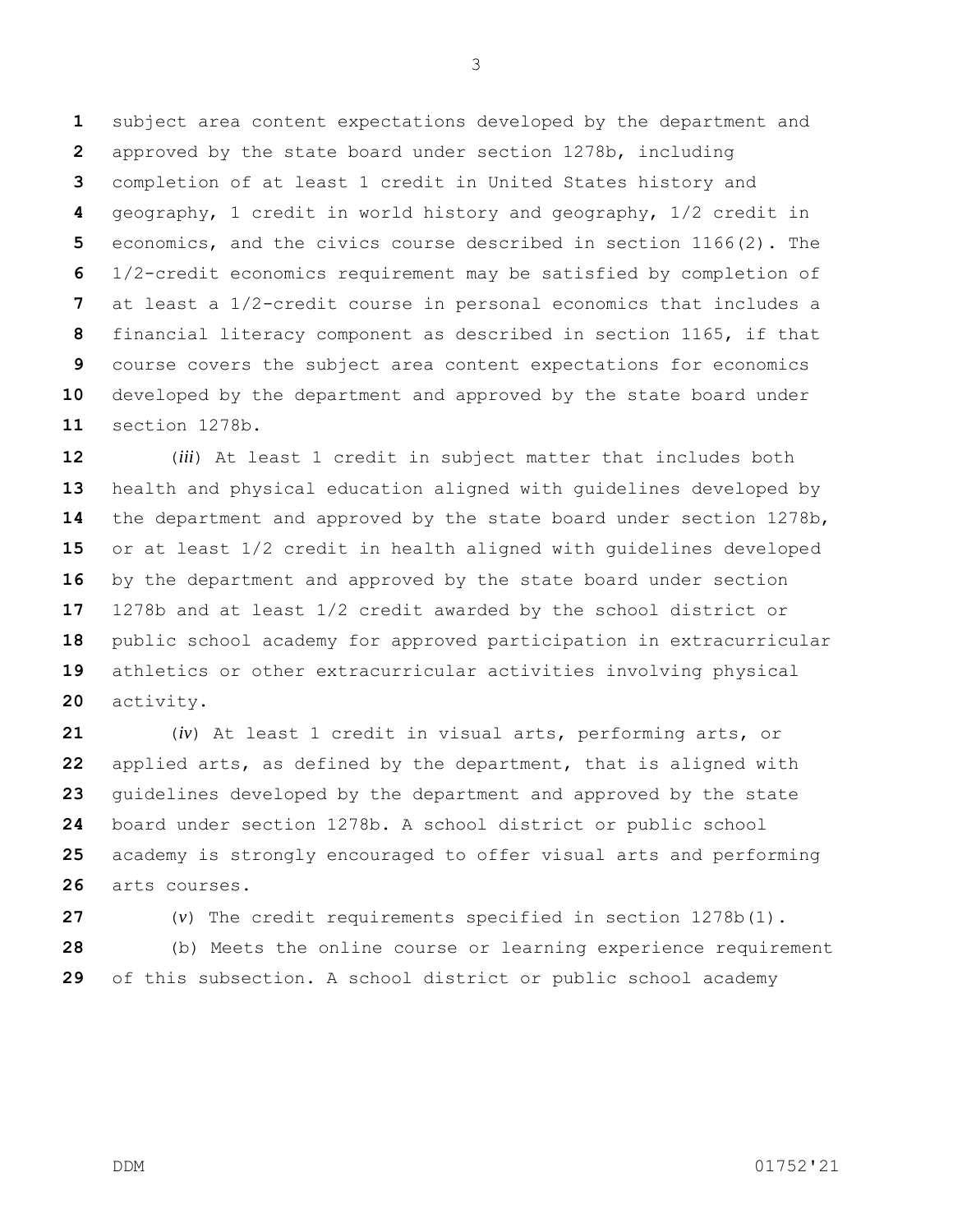subject area content expectations developed by the department and approved by the state board under section 1278b, including completion of at least 1 credit in United States history and geography, 1 credit in world history and geography, 1/2 credit in economics, and the civics course described in section 1166(2). The 1/2-credit economics requirement may be satisfied by completion of at least a 1/2-credit course in personal economics that includes a financial literacy component as described in section 1165, if that course covers the subject area content expectations for economics developed by the department and approved by the state board under section 1278b.

(*iii*) At least 1 credit in subject matter that includes both health and physical education aligned with guidelines developed by the department and approved by the state board under section 1278b, or at least 1/2 credit in health aligned with guidelines developed by the department and approved by the state board under section 1278b and at least 1/2 credit awarded by the school district or public school academy for approved participation in extracurricular athletics or other extracurricular activities involving physical activity.

(*iv*) At least 1 credit in visual arts, performing arts, or applied arts, as defined by the department, that is aligned with guidelines developed by the department and approved by the state board under section 1278b. A school district or public school academy is strongly encouraged to offer visual arts and performing arts courses.

(*v*) The credit requirements specified in section 1278b(1).

(b) Meets the online course or learning experience requirement of this subsection. A school district or public school academy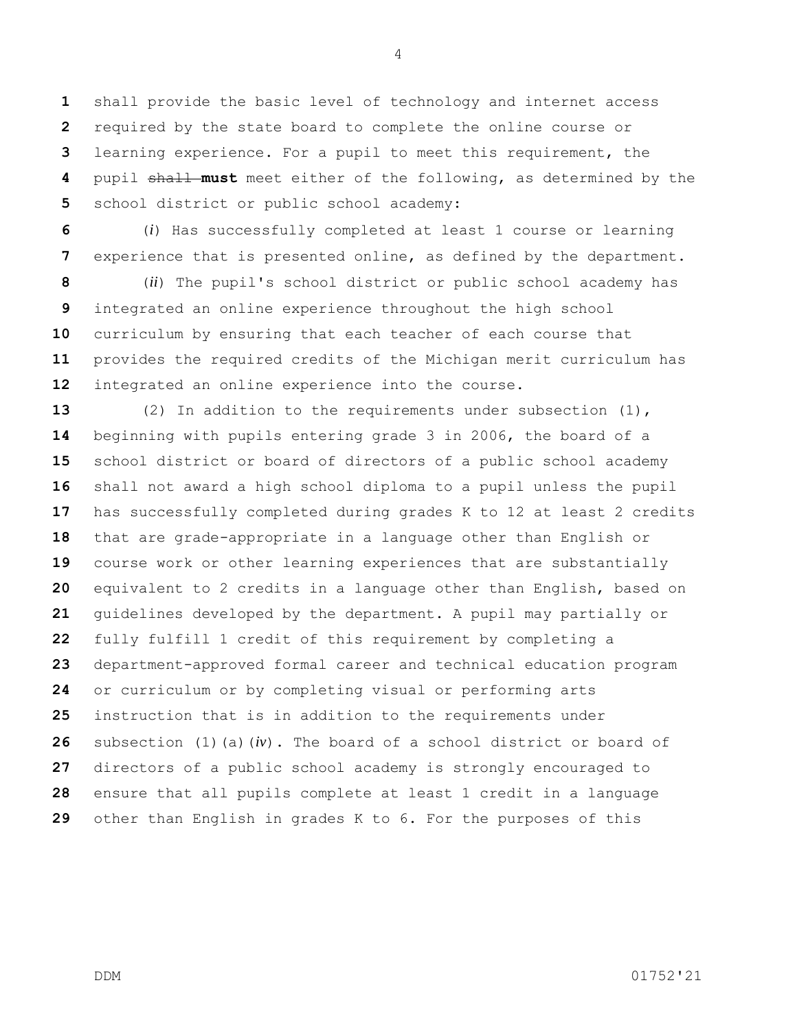shall provide the basic level of technology and internet access required by the state board to complete the online course or learning experience. For a pupil to meet this requirement, the pupil ~~shall~~ **must** meet either of the following, as determined by the school district or public school academy:

(*i*) Has successfully completed at least 1 course or learning experience that is presented online, as defined by the department.

(*ii*) The pupil's school district or public school academy has integrated an online experience throughout the high school curriculum by ensuring that each teacher of each course that provides the required credits of the Michigan merit curriculum has integrated an online experience into the course.

(2) In addition to the requirements under subsection (1), beginning with pupils entering grade 3 in 2006, the board of a school district or board of directors of a public school academy shall not award a high school diploma to a pupil unless the pupil has successfully completed during grades K to 12 at least 2 credits that are grade-appropriate in a language other than English or course work or other learning experiences that are substantially equivalent to 2 credits in a language other than English, based on guidelines developed by the department. A pupil may partially or fully fulfill 1 credit of this requirement by completing a department-approved formal career and technical education program or curriculum or by completing visual or performing arts instruction that is in addition to the requirements under subsection (1)(a)(*iv*). The board of a school district or board of directors of a public school academy is strongly encouraged to ensure that all pupils complete at least 1 credit in a language other than English in grades K to 6. For the purposes of this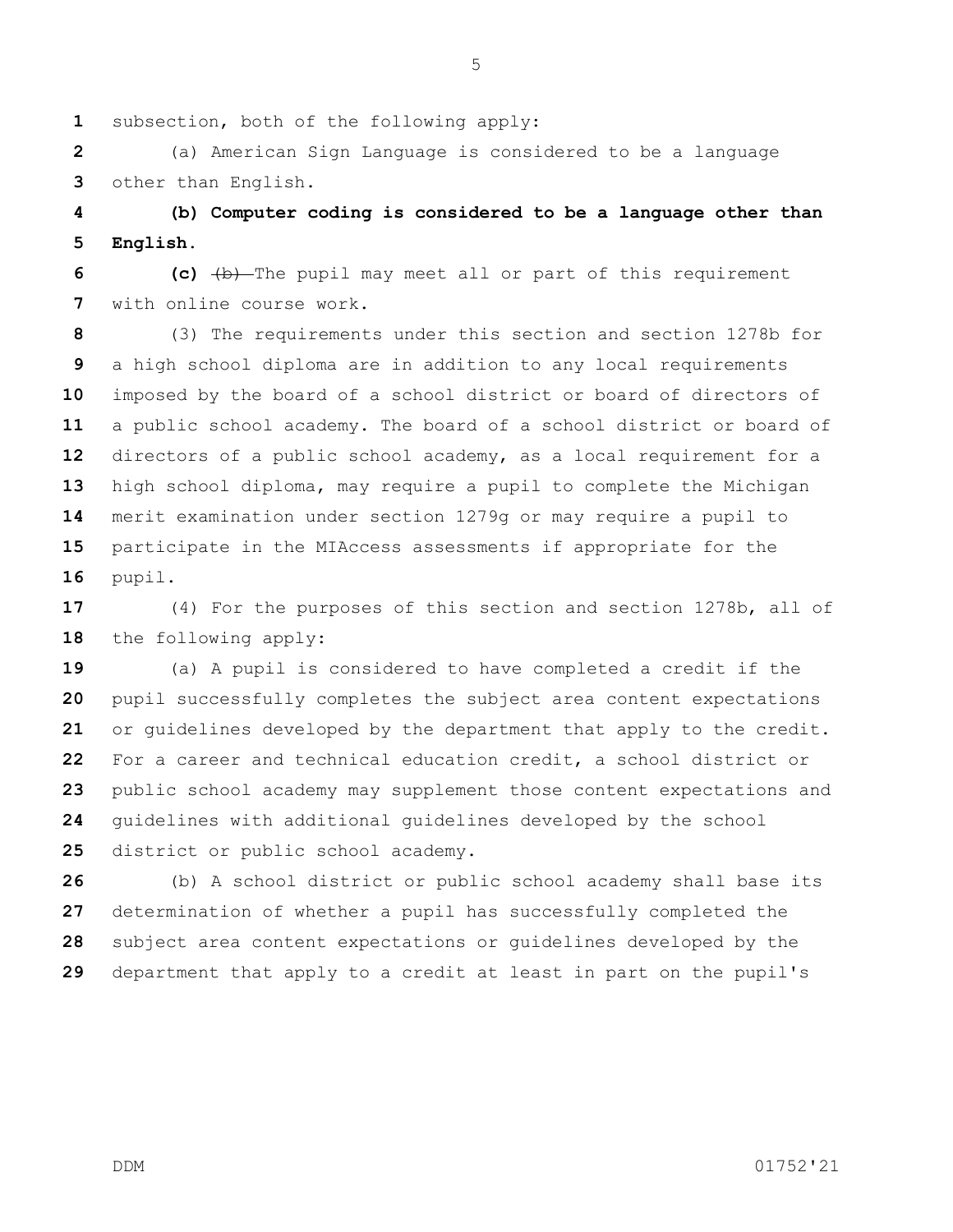subsection, both of the following apply:

(a) American Sign Language is considered to be a language other than English.

**(b) Computer coding is considered to be a language other than English.**

**(c)** ~~(b)~~ The pupil may meet all or part of this requirement with online course work.

(3) The requirements under this section and section 1278b for a high school diploma are in addition to any local requirements imposed by the board of a school district or board of directors of a public school academy. The board of a school district or board of directors of a public school academy, as a local requirement for a high school diploma, may require a pupil to complete the Michigan merit examination under section 1279g or may require a pupil to participate in the MIAccess assessments if appropriate for the pupil.

(4) For the purposes of this section and section 1278b, all of the following apply:

(a) A pupil is considered to have completed a credit if the pupil successfully completes the subject area content expectations or guidelines developed by the department that apply to the credit. For a career and technical education credit, a school district or public school academy may supplement those content expectations and guidelines with additional guidelines developed by the school district or public school academy.

(b) A school district or public school academy shall base its determination of whether a pupil has successfully completed the subject area content expectations or guidelines developed by the department that apply to a credit at least in part on the pupil's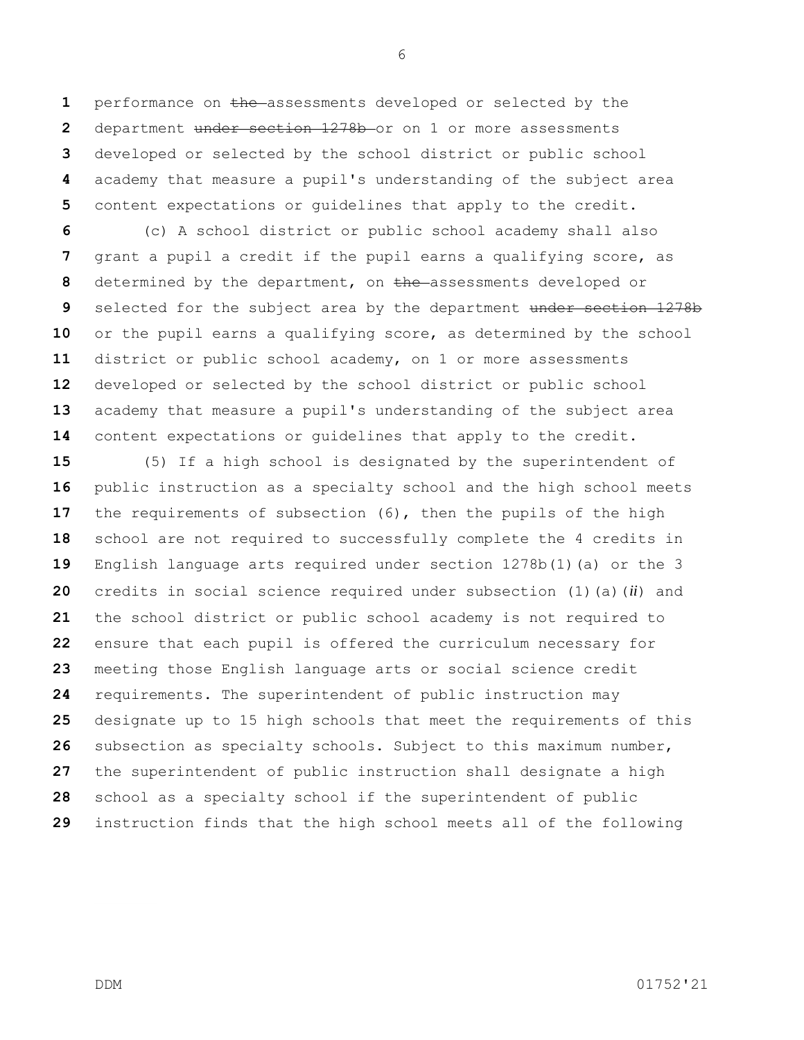performance on ~~the~~ assessments developed or selected by the department ~~under section 1278b~~ or on 1 or more assessments developed or selected by the school district or public school academy that measure a pupil's understanding of the subject area content expectations or guidelines that apply to the credit.

(c) A school district or public school academy shall also grant a pupil a credit if the pupil earns a qualifying score, as determined by the department, on ~~the~~ assessments developed or selected for the subject area by the department ~~under section 1278b~~ or the pupil earns a qualifying score, as determined by the school district or public school academy, on 1 or more assessments developed or selected by the school district or public school academy that measure a pupil's understanding of the subject area content expectations or guidelines that apply to the credit.

(5) If a high school is designated by the superintendent of public instruction as a specialty school and the high school meets the requirements of subsection (6), then the pupils of the high school are not required to successfully complete the 4 credits in English language arts required under section 1278b(1)(a) or the 3 credits in social science required under subsection (1)(a)(*ii*) and the school district or public school academy is not required to ensure that each pupil is offered the curriculum necessary for meeting those English language arts or social science credit requirements. The superintendent of public instruction may designate up to 15 high schools that meet the requirements of this subsection as specialty schools. Subject to this maximum number, the superintendent of public instruction shall designate a high school as a specialty school if the superintendent of public instruction finds that the high school meets all of the following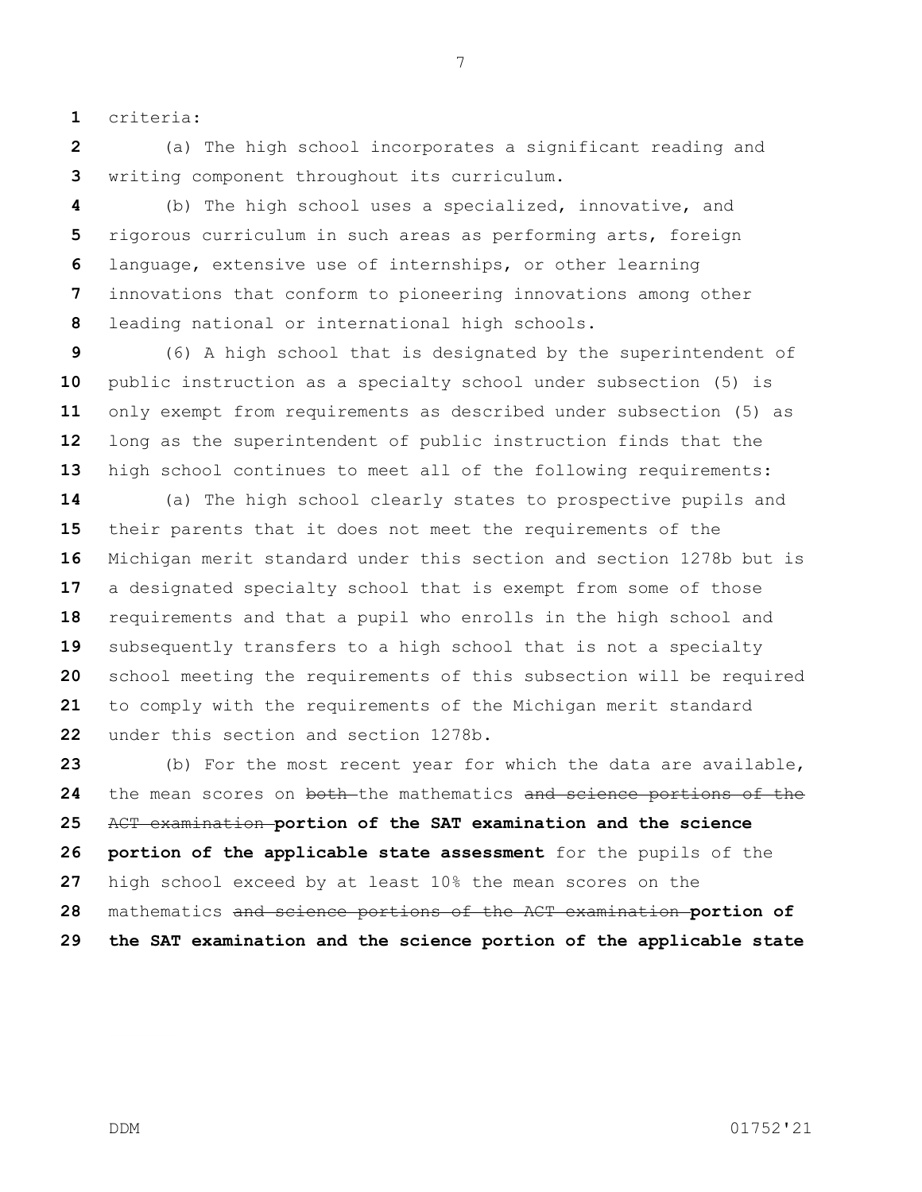criteria:

(a) The high school incorporates a significant reading and writing component throughout its curriculum.

(b) The high school uses a specialized, innovative, and rigorous curriculum in such areas as performing arts, foreign language, extensive use of internships, or other learning innovations that conform to pioneering innovations among other leading national or international high schools.

(6) A high school that is designated by the superintendent of public instruction as a specialty school under subsection (5) is only exempt from requirements as described under subsection (5) as long as the superintendent of public instruction finds that the high school continues to meet all of the following requirements:

(a) The high school clearly states to prospective pupils and their parents that it does not meet the requirements of the Michigan merit standard under this section and section 1278b but is a designated specialty school that is exempt from some of those requirements and that a pupil who enrolls in the high school and subsequently transfers to a high school that is not a specialty school meeting the requirements of this subsection will be required to comply with the requirements of the Michigan merit standard under this section and section 1278b.

(b) For the most recent year for which the data are available, the mean scores on ~~both~~ the mathematics ~~and science portions of the ACT examination~~ **portion of the SAT examination and the science portion of the applicable state assessment** for the pupils of the high school exceed by at least 10% the mean scores on the mathematics ~~and science portions of the ACT examination~~ **portion of the SAT examination and the science portion of the applicable state**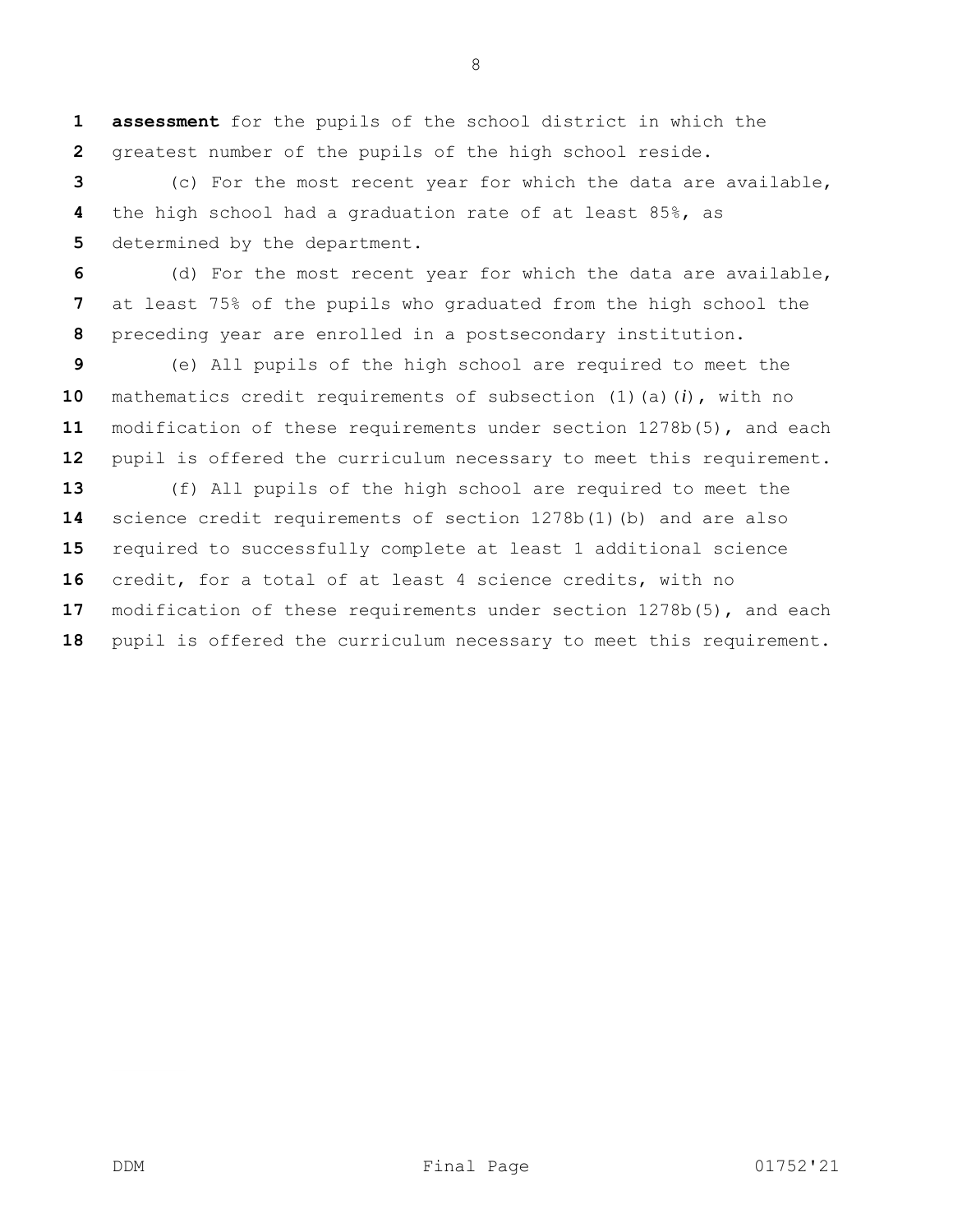**assessment** for the pupils of the school district in which the greatest number of the pupils of the high school reside.

(c) For the most recent year for which the data are available, the high school had a graduation rate of at least 85%, as determined by the department.

(d) For the most recent year for which the data are available, at least 75% of the pupils who graduated from the high school the preceding year are enrolled in a postsecondary institution.

(e) All pupils of the high school are required to meet the mathematics credit requirements of subsection (1)(a)(*i*), with no modification of these requirements under section 1278b(5), and each pupil is offered the curriculum necessary to meet this requirement.

(f) All pupils of the high school are required to meet the science credit requirements of section 1278b(1)(b) and are also required to successfully complete at least 1 additional science credit, for a total of at least 4 science credits, with no modification of these requirements under section 1278b(5), and each pupil is offered the curriculum necessary to meet this requirement.